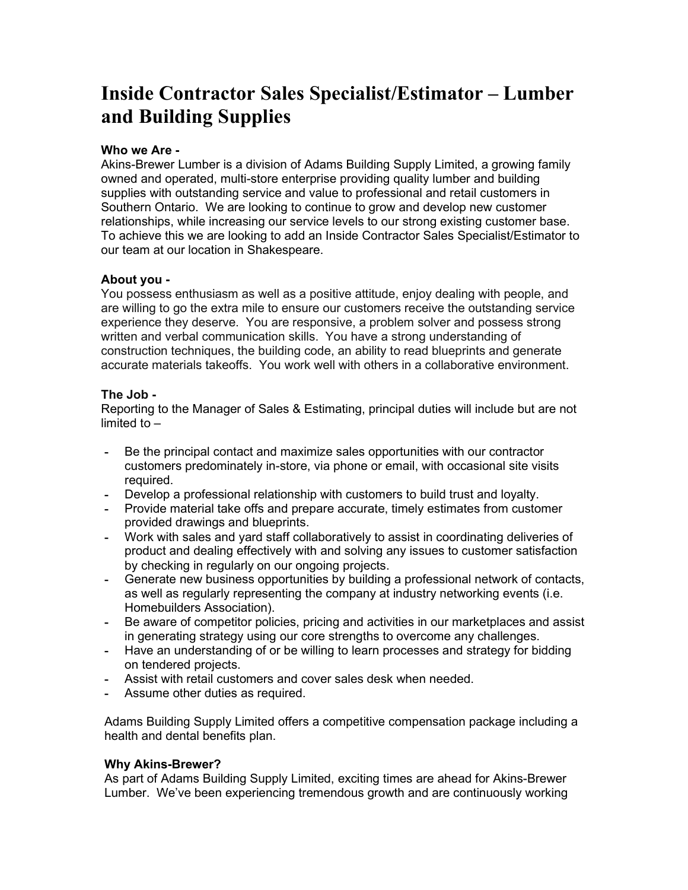# Inside Contractor Sales Specialist/Estimator – Lumber and Building Supplies

**Who we Are -**
Akins-Brewer Lumber is a division of Adams Building Supply Limited, a growing family owned and operated, multi-store enterprise providing quality lumber and building supplies with outstanding service and value to professional and retail customers in Southern Ontario. We are looking to continue to grow and develop new customer relationships, while increasing our service levels to our strong existing customer base. To achieve this we are looking to add an Inside Contractor Sales Specialist/Estimator to our team at our location in Shakespeare.

**About you -**
You possess enthusiasm as well as a positive attitude, enjoy dealing with people, and are willing to go the extra mile to ensure our customers receive the outstanding service experience they deserve. You are responsive, a problem solver and possess strong written and verbal communication skills. You have a strong understanding of construction techniques, the building code, an ability to read blueprints and generate accurate materials takeoffs. You work well with others in a collaborative environment.

**The Job -**
Reporting to the Manager of Sales & Estimating, principal duties will include but are not limited to –

- Be the principal contact and maximize sales opportunities with our contractor customers predominately in-store, via phone or email, with occasional site visits required.
- Develop a professional relationship with customers to build trust and loyalty.
- Provide material take offs and prepare accurate, timely estimates from customer provided drawings and blueprints.
- Work with sales and yard staff collaboratively to assist in coordinating deliveries of product and dealing effectively with and solving any issues to customer satisfaction by checking in regularly on our ongoing projects.
- Generate new business opportunities by building a professional network of contacts, as well as regularly representing the company at industry networking events (i.e. Homebuilders Association).
- Be aware of competitor policies, pricing and activities in our marketplaces and assist in generating strategy using our core strengths to overcome any challenges.
- Have an understanding of or be willing to learn processes and strategy for bidding on tendered projects.
- Assist with retail customers and cover sales desk when needed.
- Assume other duties as required.

Adams Building Supply Limited offers a competitive compensation package including a health and dental benefits plan.

**Why Akins-Brewer?**
As part of Adams Building Supply Limited, exciting times are ahead for Akins-Brewer Lumber. We've been experiencing tremendous growth and are continuously working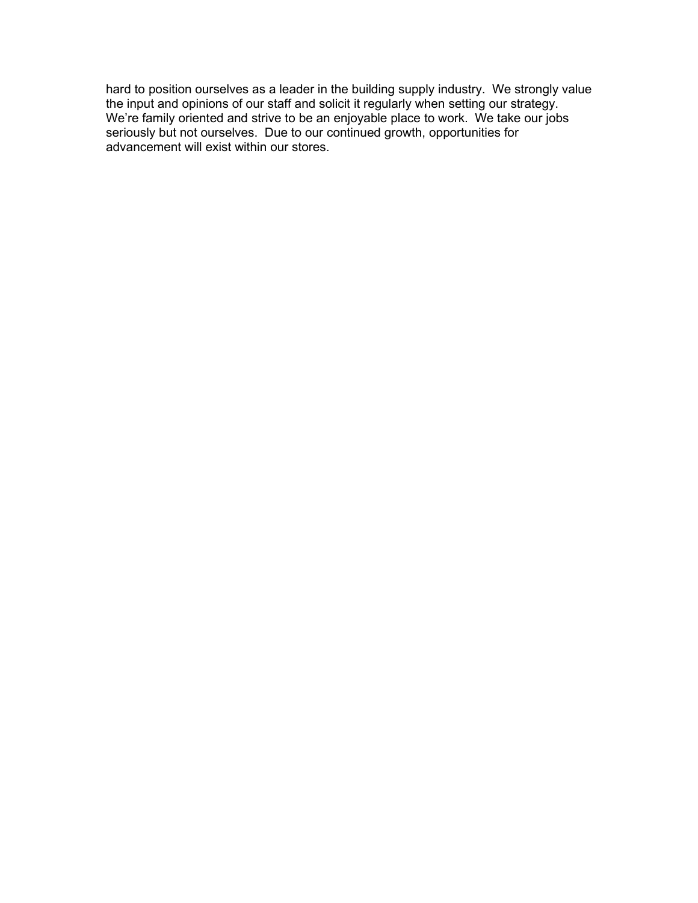hard to position ourselves as a leader in the building supply industry. We strongly value the input and opinions of our staff and solicit it regularly when setting our strategy. We're family oriented and strive to be an enjoyable place to work. We take our jobs seriously but not ourselves. Due to our continued growth, opportunities for advancement will exist within our stores.